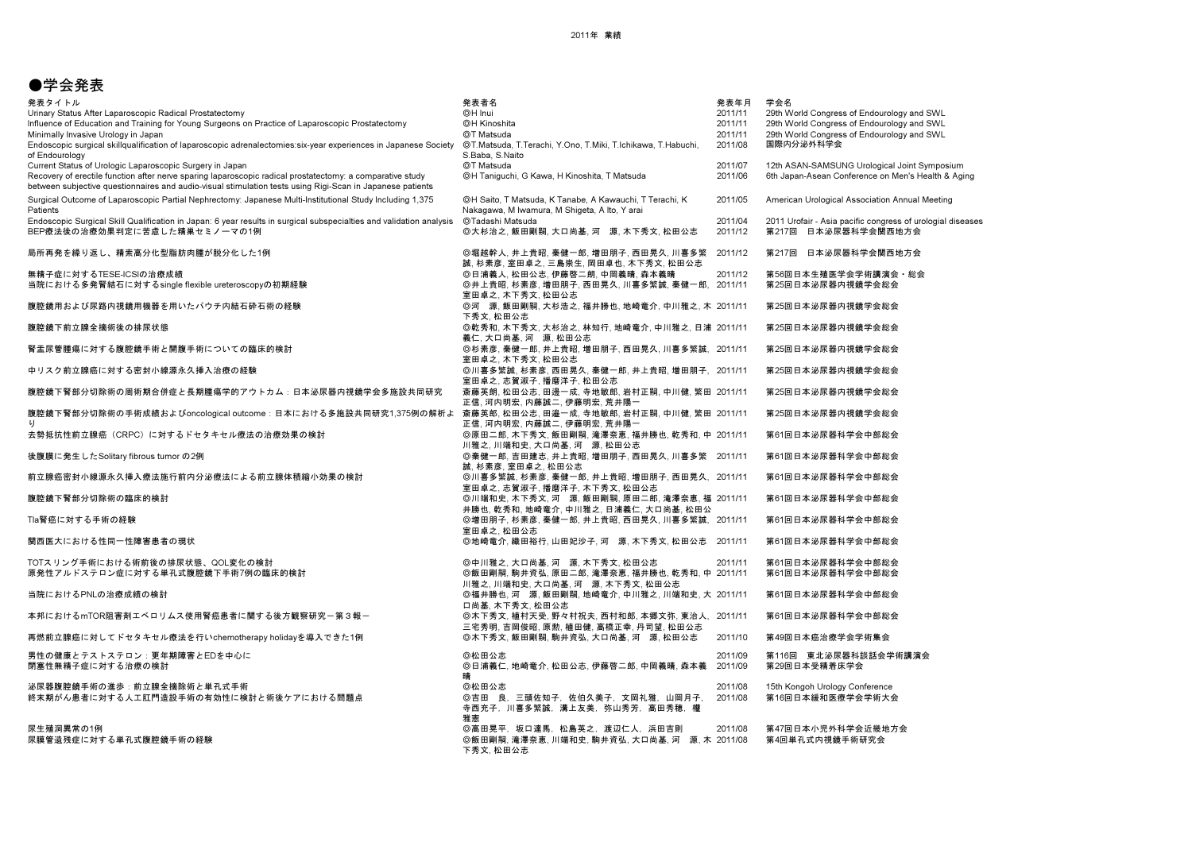2011年 業績

# ●学会発表

| 発表タイトル | 発表者名 | 発表年月 | 学会名 |
| --- | --- | --- | --- |
| Urinary Status After Laparoscopic Radical Prostatectomy | ◎H Inui | 2011/11 | 29th World Congress of Endourology and SWL |
| Influence of Education and Training for Young Surgeons on Practice of Laparoscopic Prostatectomy | ◎H Kinoshita | 2011/11 | 29th World Congress of Endourology and SWL |
| Minimally Invasive Urology in Japan | ◎T Matsuda | 2011/11 | 29th World Congress of Endourology and SWL |
| Endoscopic surgical skillqualification of laparoscopic adrenalectomies:six-year experiences in Japanese Society of Endourology | ◎T.Matsuda, T.Terachi, Y.Ono, T.Miki, T.Ichikawa, T.Habuchi, S.Baba, S.Naito | 2011/08 | 国際内分泌外科学会 |
| Current Status of Urologic Laparoscopic Surgery in Japan | ◎T Matsuda | 2011/07 | 12th ASAN-SAMSUNG Urological Joint Symposium |
| Recovery of erectile function after nerve sparing laparoscopic radical prostatectomy: a comparative study between subjective questionnaires and audio-visual stimulation tests using Rigi-Scan in Japanese patients | ◎H Taniguchi, G Kawa, H Kinoshita, T Matsuda | 2011/06 | 6th Japan-Asean Conference on Men's Health & Aging |
| Surgical Outcome of Laparoscopic Partial Nephrectomy: Japanese Multi-Institutional Study Including 1,375 Patients | ◎H Saito, T Matsuda, K Tanabe, A Kawauchi, T Terachi, K Nakagawa, M Iwamura, M Shigeta, A Ito, Y arai | 2011/05 | American Urological Association Annual Meeting |
| Endoscopic Surgical Skill Qualification in Japan: 6 year results in surgical subspecialties and validation analysis | ◎Tadashi Matsuda | 2011/04 | 2011 Urofair - Asia pacific congress of urological diseases |
| BEP療法後の治療効果判定に苦慮した精巣セミノーマの1例 | ◎大杉治之, 飯田剛嗣, 大口尚基, 河　源, 木下秀文, 松田公志 | 2011/12 | 第217回　日本泌尿器科学会関西地方会 |
| 局所再発を繰り返し、精索高分化型脂肪肉腫が脱分化した1例 | ◎堀越幹人, 井上貴昭, 秦健一郎, 増田朋子, 西田晃久, 川喜多繁誠, 杉素彦, 室田卓之, 三島崇生, 岡田卓也, 木下秀文, 松田公志 | 2011/12 | 第217回　日本泌尿器科学会関西地方会 |
| 無精子症に対するTESE-ICSIの治療成績 | ◎日浦義人, 松田公志, 伊藤啓二朗, 中岡義晴, 森本義晴 | 2011/12 | 第56回日本生殖医学会学術講演会・総会 |
| 当院における多発腎結石に対するsingle flexible ureteroscopyの初期経験 | ◎井上貴昭, 杉素彦, 増田朋子, 西田晃久, 川喜多繁誠, 秦健一郎, 室田卓之, 木下秀文, 松田公志 | 2011/11 | 第25回日本泌尿器内視鏡学会総会 |
| 腹腔鏡用および尿路内視鏡用機器を用いたパウチ内結石砕石術の経験 | ◎河　源, 飯田剛嗣, 大杉治之, 福井勝也, 地崎竜介, 中川雅之, 木下秀文, 松田公志 | 2011/11 | 第25回日本泌尿器内視鏡学会総会 |
| 腹腔鏡下前立腺全摘術後の排尿状態 | ◎乾秀和, 木下秀文, 大杉治之, 林知行, 地崎竜介, 中川雅之, 日浦義仁, 大口尚基, 河　源, 松田公志 | 2011/11 | 第25回日本泌尿器内視鏡学会総会 |
| 腎盂尿管腫瘍に対する腹腔鏡手術と開腹手術についての臨床的検討 | ◎杉素彦, 秦健一郎, 井上貴昭, 増田朋子, 西田晃久, 川喜多繁誠, 室田卓之, 木下秀文, 松田公志 | 2011/11 | 第25回日本泌尿器内視鏡学会総会 |
| 中リスク前立腺癌に対する密封小線源永久挿入治療の経験 | ◎川喜多繁誠, 杉素彦, 西田晃久, 秦健一郎, 井上貴昭, 増田朋子, 室田卓之, 志賀淑子, 播磨洋子, 松田公志 | 2011/11 | 第25回日本泌尿器内視鏡学会総会 |
| 腹腔鏡下腎部分切除術の周術期合併症と長期腫瘍学的アウトカム：日本泌尿器内視鏡学会多施設共同研究 | 斎藤英朗, 松田公志, 田邉一成, 寺地敏郎, 岩村正嗣, 中川健, 繁田正信, 河内明宏, 伊藤明宏, 荒井陽一 | 2011/11 | 第25回日本泌尿器内視鏡学会総会 |
| 腹腔鏡下腎部分切除術の手術成績およびoncological outcome：日本における多施設共同研究1,375例の解析より | 斎藤英郎, 松田公志, 田邉一成, 寺地敏郎, 岩村正嗣, 中川健, 繁田正信, 河内明宏, 内藤誠二, 伊藤明宏, 荒井陽一 | 2011/11 | 第25回日本泌尿器内視鏡学会総会 |
| 去勢抵抗性前立腺癌（CRPC）に対するドセタキセル療法の治療効果の検討 | ◎原田二郎, 木下秀文, 飯田剛嗣, 滝澤奈恵, 福井勝也, 乾秀和, 中川雅之, 川端和史, 大口尚基, 河　源, 松田公志 | 2011/11 | 第61回日本泌尿器科学会中部総会 |
| 後腹膜に発生したSolitary fibrous tumor の2例 | ◎秦健一郎, 吉田建志, 井上貴昭, 増田朋子, 西田晃久, 川喜多繁誠, 杉素彦, 室田卓之, 松田公志 | 2011/11 | 第61回日本泌尿器科学会中部総会 |
| 前立腺癌密封小線源永久挿入療法施行前内分泌療法による前立腺体積縮小効果の検討 | ◎川喜多繁誠, 杉素彦, 秦健一郎, 井上貴昭, 増田朋子, 西田晃久, 室田卓之, 志賀淑子, 播磨洋子, 木下秀文, 松田公志 | 2011/11 | 第61回日本泌尿器科学会中部総会 |
| 腹腔鏡下腎部分切除術の臨床的検討 | ◎川端和史, 木下秀文, 河　源, 飯田剛嗣, 原田二郎, 滝澤奈恵, 福井勝也, 乾秀和, 地崎竜介, 中川雅之, 日浦義仁, 大口尚基, 松田公 | 2011/11 | 第61回日本泌尿器科学会中部総会 |
| Tla腎癌に対する手術の経験 | ◎増田朋子, 杉素彦, 秦健一郎, 井上貴昭, 西田晃久, 川喜多繁誠, 室田卓之, 松田公志 | 2011/11 | 第61回日本泌尿器科学会中部総会 |
| 関西医大における性同一性障害患者の現状 | ◎地崎竜介, 織田裕行, 山田妃沙子, 河　源, 木下秀文, 松田公志 | 2011/11 | 第61回日本泌尿器科学会中部総会 |
| TOTスリング手術における術前後の排尿状態、QOL変化の検討 | ◎中川雅之, 大口尚基, 河　源, 木下秀文, 松田公志 | 2011/11 | 第61回日本泌尿器科学会中部総会 |
| 原発性アルドステロン症に対する単孔式腹腔鏡下手術7例の臨床的検討 | ◎飯田剛嗣, 駒井資弘, 原田二郎, 滝澤奈恵, 福井勝也, 乾秀和, 中川雅之, 川端和史, 大口尚基, 河　源, 木下秀文, 松田公志 | 2011/11 | 第61回日本泌尿器科学会中部総会 |
| 当院におけるPNLの治療成績の検討 | ◎福井勝也, 河　源, 飯田剛嗣, 地崎竜介, 中川雅之, 川端和史, 大口尚基, 木下秀文, 松田公志 | 2011/11 | 第61回日本泌尿器科学会中部総会 |
| 本邦におけるmTOR阻害剤エベロリムス使用腎癌患者に関する後方観察研究－第３報－ | ◎木下秀文, 植村天受, 野々村祝夫, 西村和郎, 本郷文弥, 東治人, 三宅秀明, 吉岡俊昭, 原勲, 植田健, 高橋正幸, 丹司望, 松田公志 | 2011/11 | 第61回日本泌尿器科学会中部総会 |
| 再燃前立腺癌に対してドセタキセル療法を行いchemotherapy holidayを導入できた1例 | ◎木下秀文, 飯田剛嗣, 駒井資弘, 大口尚基, 河　源, 松田公志 | 2011/10 | 第49回日本癌治療学会学術集会 |
| 男性の健康とテストステロン：更年期障害とEDを中心に | ◎松田公志 | 2011/09 | 第116回　東北泌尿器科談話会学術講演会 |
| 閉塞性無精子症に対する治療の検討 | ◎日浦義仁, 地崎竜介, 松田公志, 伊藤啓二郎, 中岡義晴, 森本義晴 | 2011/09 | 第29回日本受精着床学会 |
| 泌尿器腹腔鏡手術の進歩：前立腺全摘除術と単孔式手術 | ◎松田公志 | 2011/08 | 15th Kongoh Urology Conference |
| 終末期がん患者に対する人工肛門造設手術の有効性に検討と術後ケアにおける問題点 | ◎吉田　良, 三頭佐知子, 佐伯久美子, 文岡礼雅, 山岡月子, 寺西充子, 川喜多繁誠, 溝上友美, 弥山秀芳, 高田秀穂, 權雅憲 | 2011/08 | 第16回日本緩和医療学会学術大会 |
| 尿生殖洞異常の1例 | ◎高田晃平, 坂口達馬, 松島英之, 渡辺仁人, 浜田吉則 | 2011/08 | 第47回日本小児外科学会近畿地方会 |
| 尿膜管遺残症に対する単孔式腹腔鏡手術の経験 | ◎飯田剛嗣, 滝澤奈恵, 川端和史, 駒井資弘, 大口尚基, 河　源, 木下秀文, 松田公志 | 2011/08 | 第4回単孔式内視鏡手術研究会 |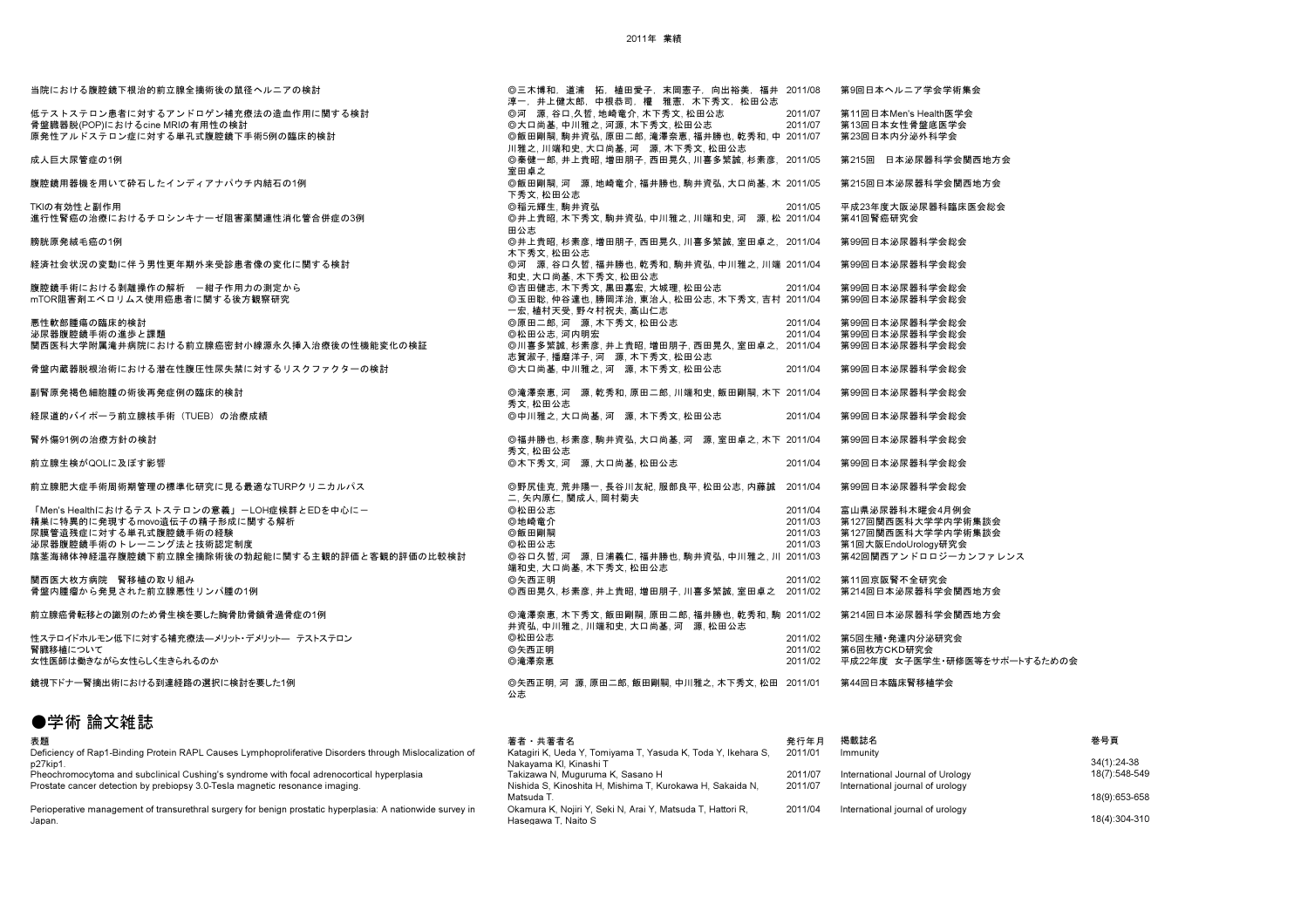| | | | |
|---|---|---|---|
| 当院における腹腔鏡下根治的前立腺全摘術後の鼠径ヘルニアの検討 | ◎三木博和, 道浦　拓, 植田愛子, 末岡憲子, 向出裕美, 福井淳一, 井上健太郎, 中根恭司, 權　雅憲, 木下秀文, 松田公志 | 2011/08 | 第9回日本ヘルニア学会学術集会 |
| 低テストステロン患者に対するアンドロゲン補充療法の造血作用に関する検討 | ◎河　源, 谷口久哲, 地崎竜介, 木下秀文, 松田公志 | 2011/07 | 第11回日本Men's Health医学会 |
| 骨盤臓器脱(POP)におけるcine MRIの有用性の検討 | ◎大口尚基, 中川雅之, 河源, 木下秀文, 松田公志 | 2011/07 | 第13回日本女性骨盤底医学会 |
| 原発性アルドステロン症に対する単孔式腹腔鏡下手術5例の臨床的検討 | ◎飯田剛嗣, 駒井資弘, 原田二郎, 滝澤奈恵, 福井勝也, 乾秀和, 中川雅之, 川端和史, 大口尚基, 河　源, 木下秀文, 松田公志 | 2011/07 | 第23回日本内分泌外科学会 |
| 成人巨大尿管症の1例 | ◎秦健一郎, 井上貴昭, 増田朋子, 西田晃久, 川喜多繁誠, 杉素彦, 室田卓之 | 2011/05 | 第215回　日本泌尿器科学会関西地方会 |
| 腹腔鏡用器機を用いて砕石したインディアナパウチ内結石の1例 | ◎飯田剛嗣, 河　源, 地崎竜介, 福井勝也, 駒井資弘, 大口尚基, 木下秀文, 松田公志 | 2011/05 | 第215回日本泌尿器科学会関西地方会 |
| TKIの有効性と副作用 | ◎稲元輝生, 駒井資弘 | 2011/05 | 平成23年度大阪泌尿器科臨床医会総会 |
| 進行性腎癌の治療におけるチロシンキナーゼ阻害薬関連性消化管合併症の3例 | ◎井上貴昭, 木下秀文, 駒井資弘, 中川雅之, 川端和史, 河　源, 松田公志 | 2011/04 | 第41回腎癌研究会 |
| 膀胱原発絨毛癌の1例 | ◎井上貴昭, 杉素彦, 増田朋子, 西田晃久, 川喜多繁誠, 室田卓之, 木下秀文, 松田公志 | 2011/04 | 第99回日本泌尿器科学会総会 |
| 経済社会状況の変動に伴う男性更年期外来受診患者像の変化に関する検討 | ◎河　源, 谷口久哲, 福井勝也, 乾秀和, 駒井資弘, 中川雅之, 川端和史, 大口尚基, 木下秀文, 松田公志 | 2011/04 | 第99回日本泌尿器科学会総会 |
| 腹腔鏡手術における剥離操作の解析　ー紺子作用力の測定から | ◎吉田健志, 木下秀文, 黒田嘉宏, 大城理, 松田公志 | 2011/04 | 第99回日本泌尿器科学会総会 |
| mTOR阻害剤エベロリムス使用癌患者に関する後方観察研究 | ◎玉田聡, 仲谷達也, 勝岡洋治, 東治人, 松田公志, 木下秀文, 吉村一宏, 植村天受, 野々村祝夫, 高山仁志 | 2011/04 | 第99回日本泌尿器科学会総会 |
| 悪性軟部腫瘍の臨床的検討 | ◎原田二郎, 河　源, 木下秀文, 松田公志 | 2011/04 | 第99回日本泌尿器科学会総会 |
| 泌尿器腹腔鏡手術の進歩と課題 | ◎松田公志, 河内明宏 | 2011/04 | 第99回日本泌尿器科学会総会 |
| 関西医科大学附属滝井病院における前立腺癌密封小線源永久挿入治療後の性機能変化の検証 | ◎川喜多繁誠, 杉素彦, 井上貴昭, 増田朋子, 西田晃久, 室田卓之, 志賀淑子, 播磨洋子, 河　源, 木下秀文, 松田公志 | 2011/04 | 第99回日本泌尿器科学会総会 |
| 骨盤内蔵器脱根治術における潜在性腹圧性尿失禁に対するリスクファクターの検討 | ◎大口尚基, 中川雅之, 河　源, 木下秀文, 松田公志 | 2011/04 | 第99回日本泌尿器科学会総会 |
| 副腎原発褐色細胞腫の術後再発症例の臨床的検討 | ◎滝澤奈恵, 河　源, 乾秀和, 原田二郎, 川端和史, 飯田剛嗣, 木下秀文, 松田公志 | 2011/04 | 第99回日本泌尿器科学会総会 |
| 経尿道的バイポーラ前立腺核手術（TUEB）の治療成績 | ◎中川雅之, 大口尚基, 河　源, 木下秀文, 松田公志 | 2011/04 | 第99回日本泌尿器科学会総会 |
| 腎外傷91例の治療方針の検討 | ◎福井勝也, 杉素彦, 駒井資弘, 大口尚基, 河　源, 室田卓之, 木下秀文, 松田公志 | 2011/04 | 第99回日本泌尿器科学会総会 |
| 前立腺生検がQOLに及ぼす影響 | ◎木下秀文, 河　源, 大口尚基, 松田公志 | 2011/04 | 第99回日本泌尿器科学会総会 |
| 前立腺肥大症手術周術期管理の標準化研究に見る最適なTURPクリニカルパス | ◎野尻佳克, 荒井陽一, 長谷川友紀, 服部良平, 松田公志, 内藤誠二, 矢内原仁, 関成人, 岡村菊夫 | 2011/04 | 第99回日本泌尿器科学会総会 |
| 「Men's Healthにおけるテストステロンの意義」ーLOH症候群とEDを中心にー | ◎松田公志 | 2011/04 | 富山県泌尿器科木曜会4月例会 |
| 精巣に特異的に発現するmovo遺伝子の精子形成に関する解析 | ◎地崎竜介 | 2011/03 | 第127回関西医科大学学内学術集談会 |
| 尿膜管遺残症に対する単孔式腹腔鏡手術の経験 | ◎飯田剛嗣 | 2011/03 | 第127回関西医科大学学内学術集談会 |
| 泌尿器腹腔鏡手術のトレーニング法と技術認定制度 | ◎松田公志 | 2011/03 | 第1回大阪EndoUrology研究会 |
| 陰茎海綿体神経温存腹腔鏡下前立腺全摘除術後の勃起能に関する主観的評価と客観的評価の比較検討 | ◎谷口久哲, 河　源, 日浦義仁, 福井勝也, 駒井資弘, 中川雅之, 川端和史, 大口尚基, 木下秀文, 松田公志 | 2011/03 | 第42回関西アンドロロジーカンファレンス |
| 関西医大枚方病院　腎移植の取り組み | ◎矢西正明 | 2011/02 | 第11回京阪腎不全研究会 |
| 骨盤内腫瘤から発見された前立腺悪性リンパ腫の1例 | ◎西田晃久, 杉素彦, 井上貴昭, 増田朋子, 川喜多繁誠, 室田卓之 | 2011/02 | 第214回日本泌尿器科学会関西地方会 |
| 前立腺癌骨転移との識別のため骨生検を要した胸骨肋骨線骨過骨症の1例 | ◎滝澤奈恵, 木下秀文, 飯田剛嗣, 原田二郎, 福井勝也, 乾秀和, 駒井資弘, 中川雅之, 川端和史, 大口尚基, 河　源, 松田公志 | 2011/02 | 第214回日本泌尿器科学会関西地方会 |
| 性ステロイドホルモン低下に対する補充療法—メリット・デメリット—　テストステロン | ◎松田公志 | 2011/02 | 第5回生殖・発達内分泌研究会 |
| 腎臓移植について | ◎矢西正明 | 2011/02 | 第6回枚方CKD研究会 |
| 女性医師は働きながら女性らしく生きられるのか | ◎滝澤奈恵 | 2011/02 | 平成22年度　女子医学生・研修医等をサポートするための会 |
| 鏡視下ドナー腎摘出術における到達経路の選択に検討を要した1例 | ◎矢西正明, 河　源, 原田二郎, 飯田剛嗣, 中川雅之, 木下秀文, 松田公志 | 2011/01 | 第44回日本臨床腎移植学会 |

## ●学術 論文雑誌

| 表題 | 著者・共著者名 | 発行年月 | 掲載誌名 | 巻号頁 |
|---|---|---|---|---|
| Deficiency of Rap1-Binding Protein RAPL Causes Lymphoproliferative Disorders through Mislocalization of p27kip1. | Katagiri K, Ueda Y, Tomiyama T, Yasuda K, Toda Y, Ikehara S, Nakayama KI, Kinashi T | 2011/01 | Immunity | 34(1):24-38 |
| Pheochromocytoma and subclinical Cushing's syndrome with focal adrenocortical hyperplasia | Takizawa N, Muguruma K, Sasano H | 2011/07 | International Journal of Urology | 18(7):548-549 |
| Prostate cancer detection by prebiopsy 3.0-Tesla magnetic resonance imaging. | Nishida S, Kinoshita H, Mishima T, Kurokawa H, Sakaida N, Matsuda T. | 2011/07 | International journal of urology | 18(9):653-658 |
| Perioperative management of transurethral surgery for benign prostatic hyperplasia: A nationwide survey in Japan. | Okamura K, Nojiri Y, Seki N, Arai Y, Matsuda T, Hattori R, Hasegawa T, Naito S | 2011/04 | International journal of urology | 18(4):304-310 |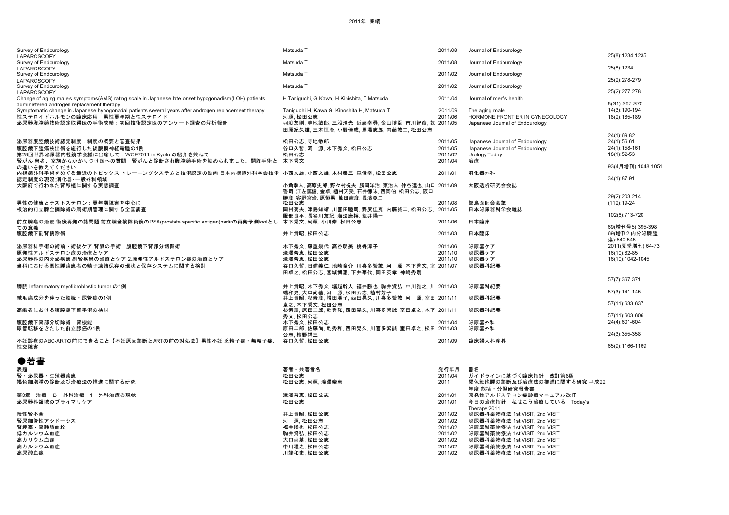2011年 業績

| | | | | |
|---|---|---|---|---|
| Survey of Endourology LAPAROSCOPY | Matsuda T | 2011/08 | Journal of Endourology | 25(8):1234-1235 |
| Survey of Endourology LAPAROSCOPY | Matsuda T | 2011/08 | Journal of Endourology | 25(8):1234 |
| Survey of Endourology LAPAROSCOPY | Matsuda T | 2011/02 | Journal of Endourology | 25(2):278-279 |
| Survey of Endourology LAPAROSCOPY | Matsuda T | 2011/02 | Journal of Endourology | 25(2):277-278 |
| Change of aging male's symptoms(AMS) rating scale in Japanese late-onset hypogonadism(LOH) patients administered androgen replacement therapy | H Taniguchi, G Kawa, H Kinishita, T Matsuda | 2011/04 | Journal of men's health | 8(S1):S67-S70 |
| Symptomatic change in Japanese hypogonadal patients several years after androgen replacement therapy. | Taniguchi H, Kawa G, Kinoshita H, Matsuda T. | 2011/09 | The aging male | 14(3):190-194 |
| 性ステロイドホルモンの臨床応用　男性更年期と性ステロイド | 河源, 松田公志 | 2011/06 | HORMONE FRONTIER IN GYNECOLOGY | 18(2):185-189 |
| 泌尿器腹腔鏡技術認定取得医の手術成績：初回技術認定医のアンケート調査の解析報告 | 羽渕友則, 寺地敏郎, 三股浩光, 近藤幸尋, 金山博臣, 市川智彦, 奴田原紀久雄, 三木恒治, 小野佳成, 馬場志郎, 内藤誠二, 松田公志 | 2011/05 | Japanese Journal of Endourology | 24(1):69-82 |
| 泌尿器腹腔鏡技術認定制度：制度の概要と審査結果 | 松田公志, 寺地敏郎 | 2011/05 | Japanese Journal of Endourology | 24(1):56-61 |
| 腹腔鏡下腫瘍核出術を施行した後腹膜神経鞘腫の1例 | 谷口久哲, 河　源, 木下秀文, 松田公志 | 2011/05 | Japanese Journal of Endourology | 24(1):158-161 |
| 第28回世界泌尿器内視鏡学会議に出席して：WCE2011 in Kyoto の紹介を兼ねて | 松田公志 | 2011/02 | Urology Today | 18(1):52-53 |
| 腎がん 患者、家族からかかりつけ医への質問　腎がんと診断され腹腔鏡手術を勧められました。開腹手術との違いを教えてください | 木下秀文 | 2011/04 | 治療 | 93(4月増刊):1048-1051 |
| 内視鏡外科手術をめぐる最近のトピックス トレーニングシステムと技術認定の動向 日本内視鏡外科学会技術認定制度の現況:消化器・一般外科領域 | 小西文雄, 小西文雄, 木村泰三, 森俊幸, 松田公志 | 2011/01 | 消化器外科 | 34(1):87-91 |
| 大阪府で行われた腎移植に関する実態調査 | 小角幸人, 高原史郎, 野々村祝夫, 勝岡洋治, 東治人, 仲谷達也, 山口誓司, 江左篤信, 金卓, 植村天受, 石井徳味, 西岡伯, 松田公志, 阪口勝彦, 客野宮治, 康恒男, 熊田憲彦, 長濱寛二 | 2011/09 | 大阪透析研究会会誌 | 29(2):203-214 |
| 男性の健康とテストステロン：更年期障害を中心に | 松田公志 | 2011/08 | 都島医師会会誌 | (112):19-24 |
| 根治的前立腺全摘除術の周術期管理に関する全国調査 | 岡村菊夫, 津島知靖, 川喜田睦司, 野尻佳克, 内藤誠二, 松田公志, 服部良平, 長谷川友紀, 海法康裕, 荒井陽一 | 2011/05 | 日本泌尿器科学会雑誌 | 102(6):713-720 |
| 前立腺癌の治療 術後再発の諸問題 前立腺全摘除術後のPSA(prostate specific antigen)nadirの再発予測toolとしての意義 | 木下秀文, 河源, 小川修, 松田公志 | 2011/06 | 日本臨床 | 69(増刊号5):395-398 |
| 腹腔鏡下副腎摘除術 | 井上貴昭, 松田公志 | 2011/03 | 日本臨床 | 69(増刊2 内分泌腺腫瘍):540-545 |
| 泌尿器科手術の術前・術後ケア 腎臓の手術　腹腔鏡下腎部分切除術 | 木下秀文, 藤重幾代, 高谷明美, 桃嵜淳子 | 2011/06 | 泌尿器ケア | 2011(夏季増刊):64-73 |
| 原発性アルドステロン症の治療とケア | 滝澤奈恵, 松田公志 | 2011/10 | 泌尿器ケア | 16(10):82-85 |
| 泌尿器科の内分泌疾患 副腎疾患の治療とケア 2.原発性アルドステロン症の治療とケア | 滝澤奈恵, 松田公志 | 2011/10 | 泌尿器ケア | 16(10):1042-1045 |
| 当科における悪性腫瘍患者の精子凍結保存の現状と保存システムに関する検討 | 谷口久哲, 日浦義仁, 地崎竜介, 川喜多繁誠, 河　源, 木下秀文, 室田卓之, 松田公志, 宮城博恵, 下井華代, 岡田英孝, 神崎秀陽 | 2011/07 | 泌尿器科紀要 | 57(7):367-371 |
| 膀胱 Inflammatory myofibroblastic tumor の1例 | 井上貴昭, 木下秀文, 堀越幹人, 福井勝也, 駒井資弘, 中川雅之, 川端和史, 大口尚基, 河　源, 松田公志, 植村芳子 | 2011/03 | 泌尿器科紀要 | 57(3):141-145 |
| 絨毛癌成分を伴った膀胱・尿管癌の1例 | 井上貴昭, 杉素彦, 増田朋子, 西田晃久, 川喜多繁誠, 河　源, 室田卓之, 木下秀文, 松田公志 | 2011/11 | 泌尿器科紀要 | 57(11):633-637 |
| 高齢者における腹腔鏡下腎手術の検討 | 杉素彦, 原田二郎, 乾秀和, 西田晃久, 川喜多繁誠, 室田卓之, 木下秀文, 松田公志 | 2011/11 | 泌尿器科紀要 | 57(11):603-606 |
| 腹腔鏡下腎部分切除術　腎機能 | 木下秀文, 松田公志 | 2011/04 | 泌尿器外科 | 24(4):601-604 |
| 尿管転移をきたした前立腺癌の1例 | 原田二郎, 佐藤尚, 乾秀和, 西田晃久, 川喜多繁誠, 室田卓之, 松田公志, 檀野祥三 | 2011/03 | 泌尿器外科 | 24(3):355-358 |
| 不妊診療のABC-ARTの前にできること【不妊原因診断とARTの前の対処法】男性不妊 乏精子症・無精子症, 性交障害 | 谷口久哲, 松田公志 | 2011/09 | 臨床婦人科産科 | 65(9):1166-1169 |

# ●著書

| 表題 | 著者・共著者名 | 発行年月 | 書名 |
|---|---|---|---|
| 腎・泌尿器・生殖器疾患 | 松田公志 | 2011/04 | ガイドラインに基づく臨床指針　改訂第8版 |
| 褐色細胞腫の診断及び治療法の推進に関する研究 | 松田公志, 河源, 滝澤奈恵 | 2011 | 褐色細胞腫の診断及び治療法の推進に関する研究 平成22年度 総括・分担研究報告書 |
| 第3章　治療　B　外科治療　1　外科治療の現状 | 滝澤奈恵, 松田公志 | 2011/01 | 原発性アルドステロン症診療マニュアル改訂 |
| 泌尿器科領域のプライマリケア | 松田公志 | 2011/01 | 今日の治療指針　私はこう治療している　Today's Therapy 2011 |
| 慢性腎不全 | 井上貴昭, 松田公志 | 2011/02 | 泌尿器科薬物療法 1st VISIT, 2nd VISIT |
| 腎尿細管性アシドーシス | 河　源, 松田公志 | 2011/02 | 泌尿器科薬物療法 1st VISIT, 2nd VISIT |
| 腎梗塞・腎静脈血栓 | 福井勝也, 松田公志 | 2011/02 | 泌尿器科薬物療法 1st VISIT, 2nd VISIT |
| 低カルシウム血症 | 駒井資弘, 松田公志 | 2011/02 | 泌尿器科薬物療法 1st VISIT, 2nd VISIT |
| 高カリウム血症 | 大口尚基, 松田公志 | 2011/02 | 泌尿器科薬物療法 1st VISIT, 2nd VISIT |
| 高カルシウム血症 | 中川雅之, 松田公志 | 2011/02 | 泌尿器科薬物療法 1st VISIT, 2nd VISIT |
| 高尿酸血症 | 川端和史, 松田公志 | 2011/02 | 泌尿器科薬物療法 1st VISIT, 2nd VISIT |